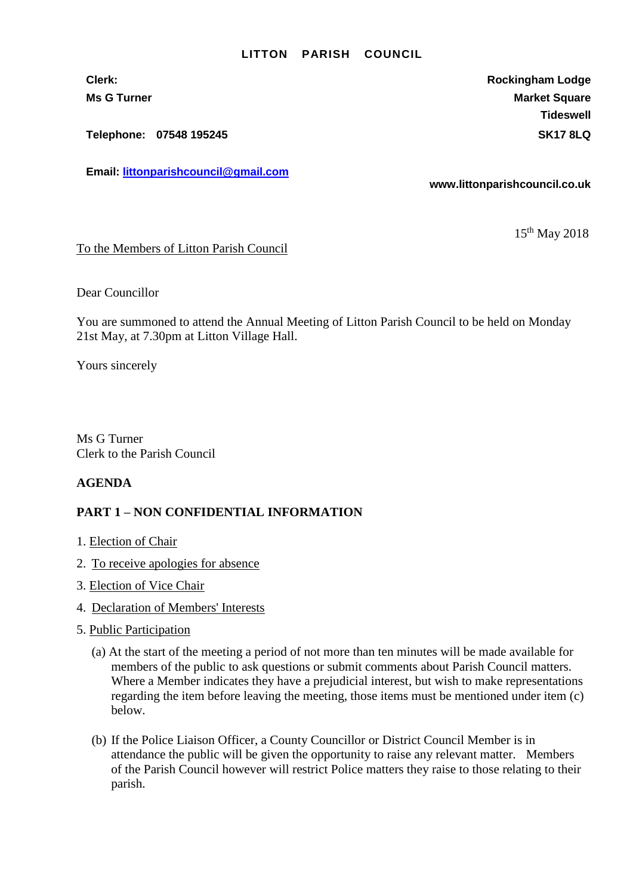**LITTON PARISH COUNCIL**

**Clerk:**
**Ms G Turner**

**Telephone: 07548 195245**

**Email: [littonparishcouncil@gmail.com](mailto:littonparishcouncil@gmail.com)**

**Rockingham Lodge**
**Market Square**
**Tideswell**
**SK17 8LQ**

**www.littonparishcouncil.co.uk**

15th May 2018

To the Members of Litton Parish Council

Dear Councillor

You are summoned to attend the Annual Meeting of Litton Parish Council to be held on Monday 21st May, at 7.30pm at Litton Village Hall.

Yours sincerely

Ms G Turner
Clerk to the Parish Council

**AGENDA**

**PART 1 – NON CONFIDENTIAL INFORMATION**

1. Election of Chair
2. To receive apologies for absence
3. Election of Vice Chair
4. Declaration of Members' Interests
5. Public Participation

   (a) At the start of the meeting a period of not more than ten minutes will be made available for members of the public to ask questions or submit comments about Parish Council matters. Where a Member indicates they have a prejudicial interest, but wish to make representations regarding the item before leaving the meeting, those items must be mentioned under item (c) below.

   (b) If the Police Liaison Officer, a County Councillor or District Council Member is in attendance the public will be given the opportunity to raise any relevant matter. Members of the Parish Council however will restrict Police matters they raise to those relating to their parish.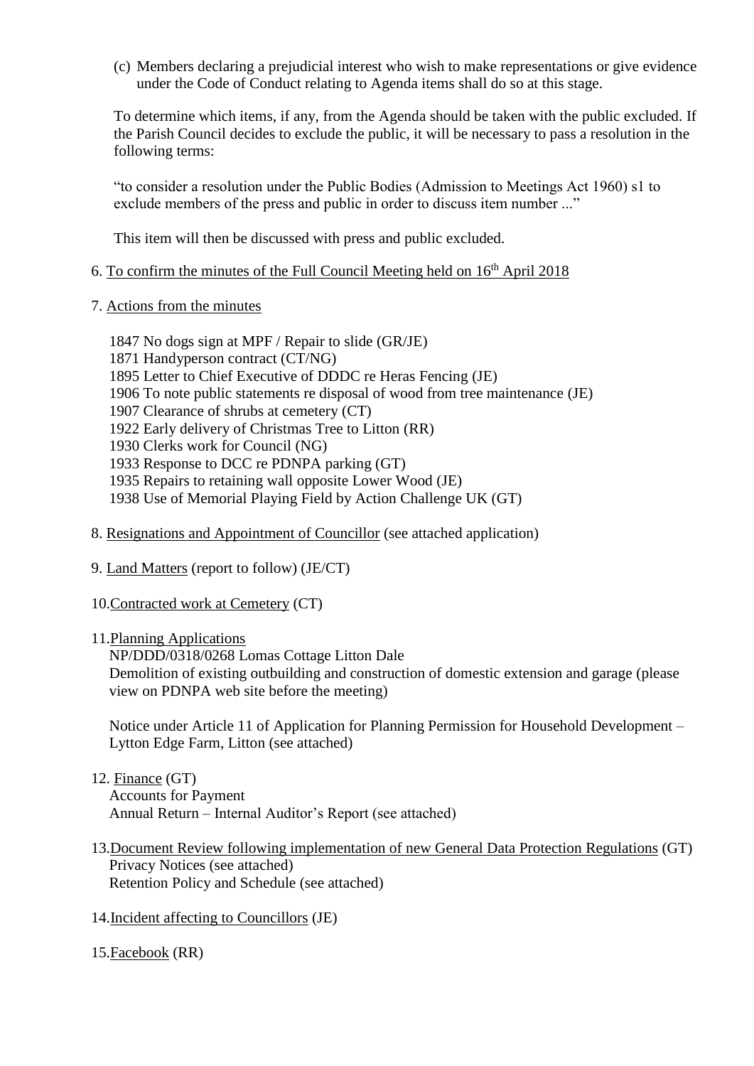(c) Members declaring a prejudicial interest who wish to make representations or give evidence under the Code of Conduct relating to Agenda items shall do so at this stage.

To determine which items, if any, from the Agenda should be taken with the public excluded. If the Parish Council decides to exclude the public, it will be necessary to pass a resolution in the following terms:

"to consider a resolution under the Public Bodies (Admission to Meetings Act 1960) s1 to exclude members of the press and public in order to discuss item number ..."

This item will then be discussed with press and public excluded.

6. To confirm the minutes of the Full Council Meeting held on 16th April 2018

7. Actions from the minutes

1847 No dogs sign at MPF / Repair to slide (GR/JE)
1871 Handyperson contract (CT/NG)
1895 Letter to Chief Executive of DDDC re Heras Fencing (JE)
1906 To note public statements re disposal of wood from tree maintenance (JE)
1907 Clearance of shrubs at cemetery (CT)
1922 Early delivery of Christmas Tree to Litton (RR)
1930 Clerks work for Council (NG)
1933 Response to DCC re PDNPA parking (GT)
1935 Repairs to retaining wall opposite Lower Wood (JE)
1938 Use of Memorial Playing Field by Action Challenge UK (GT)

8. Resignations and Appointment of Councillor (see attached application)

9. Land Matters (report to follow) (JE/CT)

10. Contracted work at Cemetery (CT)

11. Planning Applications
NP/DDD/0318/0268 Lomas Cottage Litton Dale
Demolition of existing outbuilding and construction of domestic extension and garage (please view on PDNPA web site before the meeting)

Notice under Article 11 of Application for Planning Permission for Household Development – Lytton Edge Farm, Litton (see attached)

12. Finance (GT)
Accounts for Payment
Annual Return – Internal Auditor's Report (see attached)

13. Document Review following implementation of new General Data Protection Regulations (GT)
Privacy Notices (see attached)
Retention Policy and Schedule (see attached)

14. Incident affecting to Councillors (JE)

15. Facebook (RR)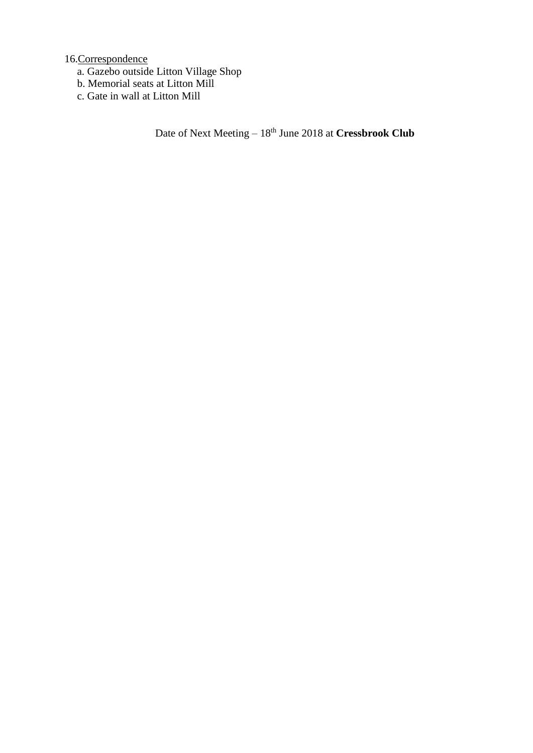16. <u>Correspondence</u>

   a. Gazebo outside Litton Village Shop
   b. Memorial seats at Litton Mill
   c. Gate in wall at Litton Mill

Date of Next Meeting – 18th June 2018 at **Cressbrook Club**